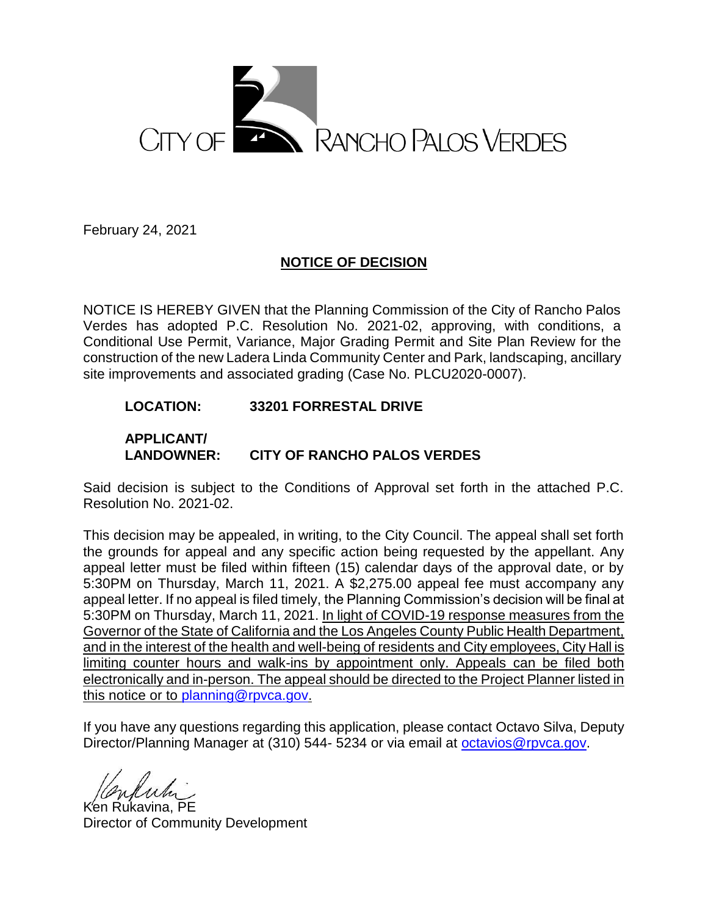CITY OF RANCHO PALOS VERDES

February 24, 2021

## NOTICE OF DECISION

NOTICE IS HEREBY GIVEN that the Planning Commission of the City of Rancho Palos Verdes has adopted P.C. Resolution No. 2021-02, approving, with conditions, a Conditional Use Permit, Variance, Major Grading Permit and Site Plan Review for the construction of the new Ladera Linda Community Center and Park, landscaping, ancillary site improvements and associated grading (Case No. PLCU2020-0007).

**LOCATION: 33201 FORRESTAL DRIVE**

**APPLICANT/ LANDOWNER: CITY OF RANCHO PALOS VERDES**

Said decision is subject to the Conditions of Approval set forth in the attached P.C. Resolution No. 2021-02.

This decision may be appealed, in writing, to the City Council. The appeal shall set forth the grounds for appeal and any specific action being requested by the appellant. Any appeal letter must be filed within fifteen (15) calendar days of the approval date, or by 5:30PM on Thursday, March 11, 2021. A $2,275.00 appeal fee must accompany any appeal letter. If no appeal is filed timely, the Planning Commission's decision will be final at 5:30PM on Thursday, March 11, 2021. In light of COVID-19 response measures from the Governor of the State of California and the Los Angeles County Public Health Department, and in the interest of the health and well-being of residents and City employees, City Hall is limiting counter hours and walk-ins by appointment only. Appeals can be filed both electronically and in-person. The appeal should be directed to the Project Planner listed in this notice or to planning@rpvca.gov.

If you have any questions regarding this application, please contact Octavo Silva, Deputy Director/Planning Manager at (310) 544- 5234 or via email at octavios@rpvca.gov.

Ken Rukavina, PE
Director of Community Development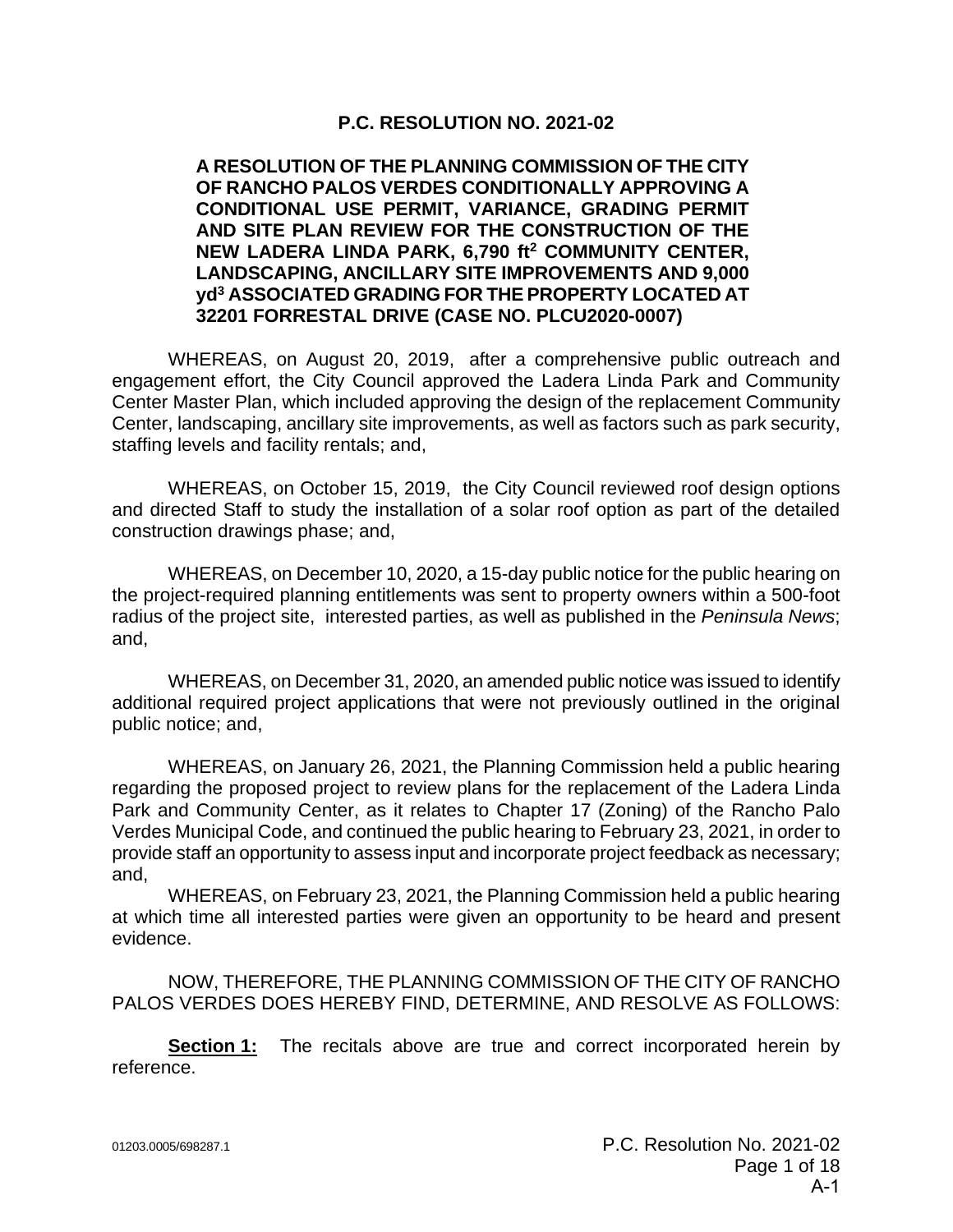# P.C. RESOLUTION NO. 2021-02

**A RESOLUTION OF THE PLANNING COMMISSION OF THE CITY OF RANCHO PALOS VERDES CONDITIONALLY APPROVING A CONDITIONAL USE PERMIT, VARIANCE, GRADING PERMIT AND SITE PLAN REVIEW FOR THE CONSTRUCTION OF THE NEW LADERA LINDA PARK, 6,790 ft² COMMUNITY CENTER, LANDSCAPING, ANCILLARY SITE IMPROVEMENTS AND 9,000 yd³ ASSOCIATED GRADING FOR THE PROPERTY LOCATED AT 32201 FORRESTAL DRIVE (CASE NO. PLCU2020-0007)**

WHEREAS, on August 20, 2019, after a comprehensive public outreach and engagement effort, the City Council approved the Ladera Linda Park and Community Center Master Plan, which included approving the design of the replacement Community Center, landscaping, ancillary site improvements, as well as factors such as park security, staffing levels and facility rentals; and,

WHEREAS, on October 15, 2019, the City Council reviewed roof design options and directed Staff to study the installation of a solar roof option as part of the detailed construction drawings phase; and,

WHEREAS, on December 10, 2020, a 15-day public notice for the public hearing on the project-required planning entitlements was sent to property owners within a 500-foot radius of the project site, interested parties, as well as published in the *Peninsula News*; and,

WHEREAS, on December 31, 2020, an amended public notice was issued to identify additional required project applications that were not previously outlined in the original public notice; and,

WHEREAS, on January 26, 2021, the Planning Commission held a public hearing regarding the proposed project to review plans for the replacement of the Ladera Linda Park and Community Center, as it relates to Chapter 17 (Zoning) of the Rancho Palo Verdes Municipal Code, and continued the public hearing to February 23, 2021, in order to provide staff an opportunity to assess input and incorporate project feedback as necessary; and,

WHEREAS, on February 23, 2021, the Planning Commission held a public hearing at which time all interested parties were given an opportunity to be heard and present evidence.

NOW, THEREFORE, THE PLANNING COMMISSION OF THE CITY OF RANCHO PALOS VERDES DOES HEREBY FIND, DETERMINE, AND RESOLVE AS FOLLOWS:

**Section 1:** The recitals above are true and correct incorporated herein by reference.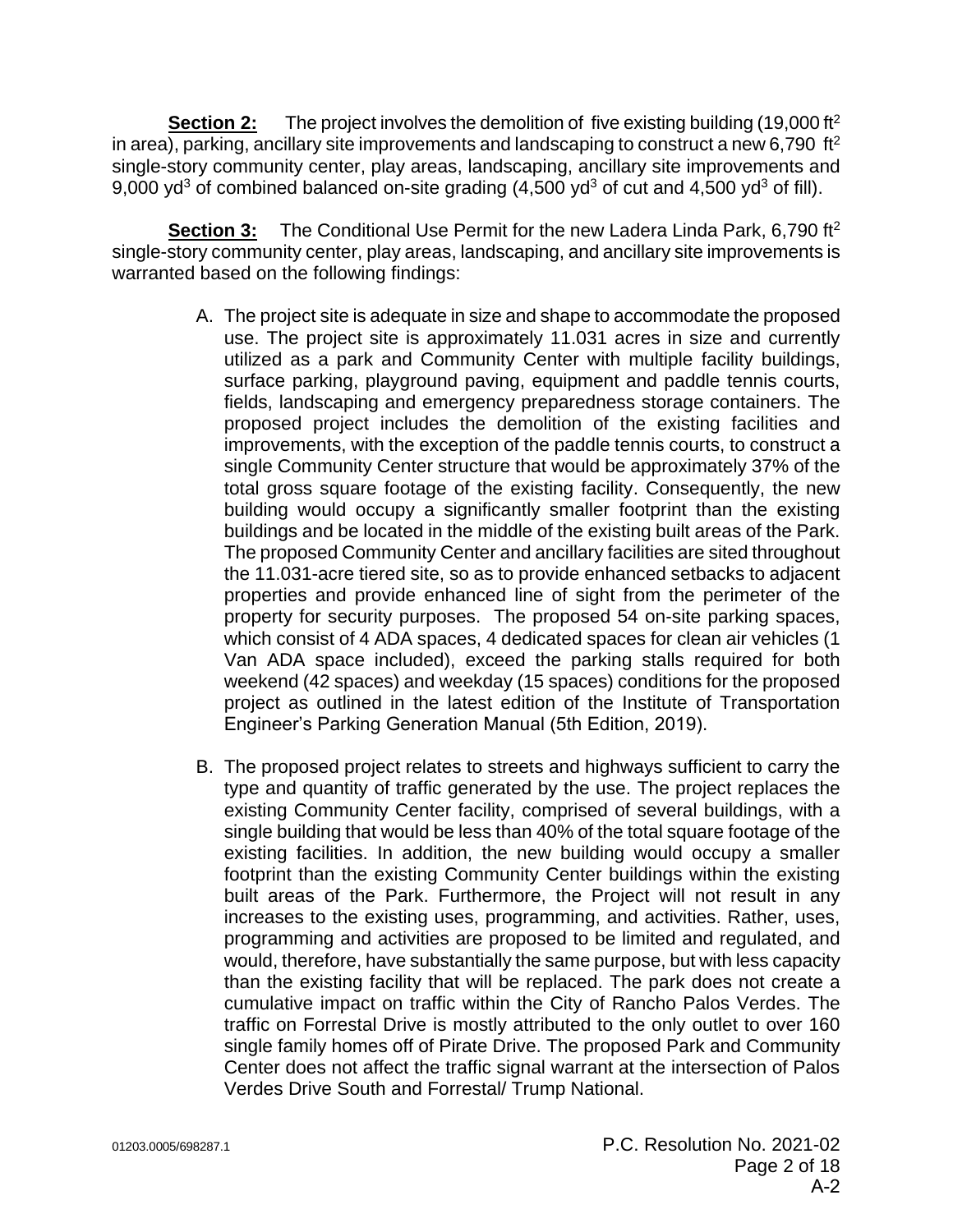**Section 2:** The project involves the demolition of five existing building (19,000 $ft^2$ in area), parking, ancillary site improvements and landscaping to construct a new 6,790 $ft^2$ single-story community center, play areas, landscaping, ancillary site improvements and 9,000 $yd^3$ of combined balanced on-site grading (4,500 $yd^3$ of cut and 4,500 $yd^3$ of fill).

**Section 3:** The Conditional Use Permit for the new Ladera Linda Park, 6,790 $ft^2$ single-story community center, play areas, landscaping, and ancillary site improvements is warranted based on the following findings:

A. The project site is adequate in size and shape to accommodate the proposed use. The project site is approximately 11.031 acres in size and currently utilized as a park and Community Center with multiple facility buildings, surface parking, playground paving, equipment and paddle tennis courts, fields, landscaping and emergency preparedness storage containers. The proposed project includes the demolition of the existing facilities and improvements, with the exception of the paddle tennis courts, to construct a single Community Center structure that would be approximately 37% of the total gross square footage of the existing facility. Consequently, the new building would occupy a significantly smaller footprint than the existing buildings and be located in the middle of the existing built areas of the Park. The proposed Community Center and ancillary facilities are sited throughout the 11.031-acre tiered site, so as to provide enhanced setbacks to adjacent properties and provide enhanced line of sight from the perimeter of the property for security purposes. The proposed 54 on-site parking spaces, which consist of 4 ADA spaces, 4 dedicated spaces for clean air vehicles (1 Van ADA space included), exceed the parking stalls required for both weekend (42 spaces) and weekday (15 spaces) conditions for the proposed project as outlined in the latest edition of the Institute of Transportation Engineer's Parking Generation Manual (5th Edition, 2019).

B. The proposed project relates to streets and highways sufficient to carry the type and quantity of traffic generated by the use. The project replaces the existing Community Center facility, comprised of several buildings, with a single building that would be less than 40% of the total square footage of the existing facilities. In addition, the new building would occupy a smaller footprint than the existing Community Center buildings within the existing built areas of the Park. Furthermore, the Project will not result in any increases to the existing uses, programming, and activities. Rather, uses, programming and activities are proposed to be limited and regulated, and would, therefore, have substantially the same purpose, but with less capacity than the existing facility that will be replaced. The park does not create a cumulative impact on traffic within the City of Rancho Palos Verdes. The traffic on Forrestal Drive is mostly attributed to the only outlet to over 160 single family homes off of Pirate Drive. The proposed Park and Community Center does not affect the traffic signal warrant at the intersection of Palos Verdes Drive South and Forrestal/ Trump National.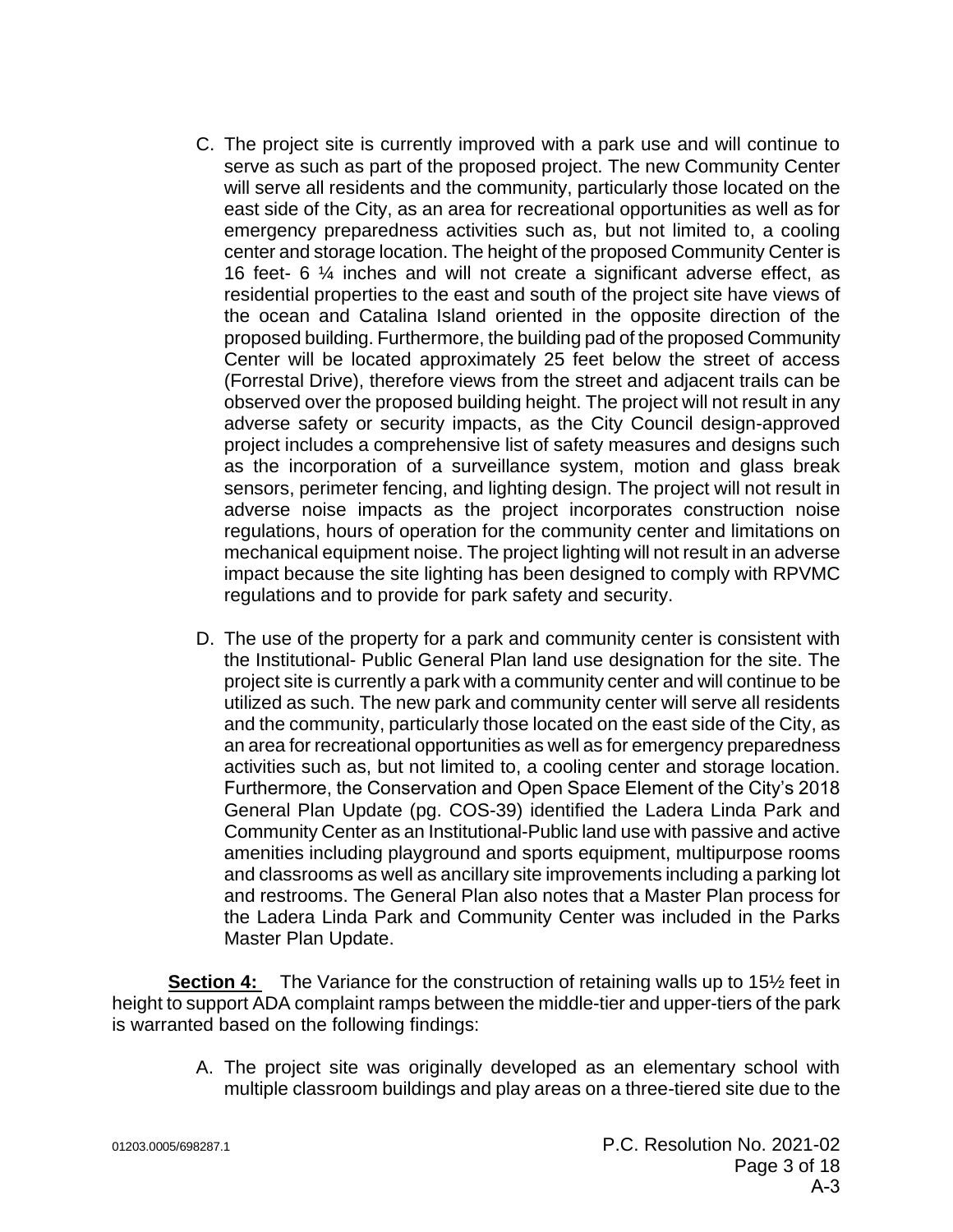C. The project site is currently improved with a park use and will continue to serve as such as part of the proposed project. The new Community Center will serve all residents and the community, particularly those located on the east side of the City, as an area for recreational opportunities as well as for emergency preparedness activities such as, but not limited to, a cooling center and storage location. The height of the proposed Community Center is 16 feet- 6 ¼ inches and will not create a significant adverse effect, as residential properties to the east and south of the project site have views of the ocean and Catalina Island oriented in the opposite direction of the proposed building. Furthermore, the building pad of the proposed Community Center will be located approximately 25 feet below the street of access (Forrestal Drive), therefore views from the street and adjacent trails can be observed over the proposed building height. The project will not result in any adverse safety or security impacts, as the City Council design-approved project includes a comprehensive list of safety measures and designs such as the incorporation of a surveillance system, motion and glass break sensors, perimeter fencing, and lighting design. The project will not result in adverse noise impacts as the project incorporates construction noise regulations, hours of operation for the community center and limitations on mechanical equipment noise. The project lighting will not result in an adverse impact because the site lighting has been designed to comply with RPVMC regulations and to provide for park safety and security.

D. The use of the property for a park and community center is consistent with the Institutional- Public General Plan land use designation for the site. The project site is currently a park with a community center and will continue to be utilized as such. The new park and community center will serve all residents and the community, particularly those located on the east side of the City, as an area for recreational opportunities as well as for emergency preparedness activities such as, but not limited to, a cooling center and storage location. Furthermore, the Conservation and Open Space Element of the City's 2018 General Plan Update (pg. COS-39) identified the Ladera Linda Park and Community Center as an Institutional-Public land use with passive and active amenities including playground and sports equipment, multipurpose rooms and classrooms as well as ancillary site improvements including a parking lot and restrooms. The General Plan also notes that a Master Plan process for the Ladera Linda Park and Community Center was included in the Parks Master Plan Update.

**Section 4:** The Variance for the construction of retaining walls up to 15½ feet in height to support ADA complaint ramps between the middle-tier and upper-tiers of the park is warranted based on the following findings:

A. The project site was originally developed as an elementary school with multiple classroom buildings and play areas on a three-tiered site due to the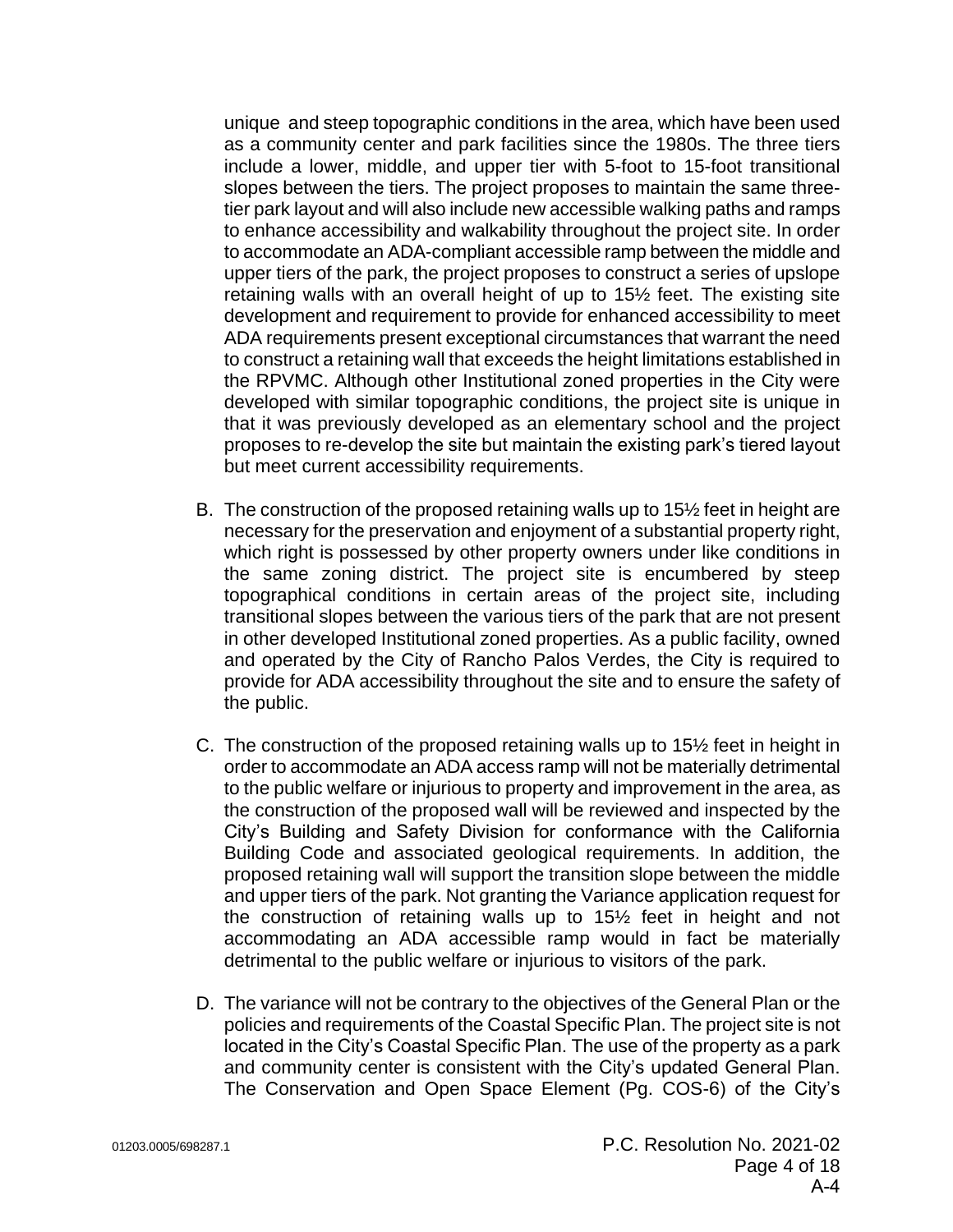unique and steep topographic conditions in the area, which have been used as a community center and park facilities since the 1980s. The three tiers include a lower, middle, and upper tier with 5-foot to 15-foot transitional slopes between the tiers. The project proposes to maintain the same three-tier park layout and will also include new accessible walking paths and ramps to enhance accessibility and walkability throughout the project site. In order to accommodate an ADA-compliant accessible ramp between the middle and upper tiers of the park, the project proposes to construct a series of upslope retaining walls with an overall height of up to 15½ feet. The existing site development and requirement to provide for enhanced accessibility to meet ADA requirements present exceptional circumstances that warrant the need to construct a retaining wall that exceeds the height limitations established in the RPVMC. Although other Institutional zoned properties in the City were developed with similar topographic conditions, the project site is unique in that it was previously developed as an elementary school and the project proposes to re-develop the site but maintain the existing park's tiered layout but meet current accessibility requirements.

B. The construction of the proposed retaining walls up to 15½ feet in height are necessary for the preservation and enjoyment of a substantial property right, which right is possessed by other property owners under like conditions in the same zoning district. The project site is encumbered by steep topographical conditions in certain areas of the project site, including transitional slopes between the various tiers of the park that are not present in other developed Institutional zoned properties. As a public facility, owned and operated by the City of Rancho Palos Verdes, the City is required to provide for ADA accessibility throughout the site and to ensure the safety of the public.

C. The construction of the proposed retaining walls up to 15½ feet in height in order to accommodate an ADA access ramp will not be materially detrimental to the public welfare or injurious to property and improvement in the area, as the construction of the proposed wall will be reviewed and inspected by the City's Building and Safety Division for conformance with the California Building Code and associated geological requirements. In addition, the proposed retaining wall will support the transition slope between the middle and upper tiers of the park. Not granting the Variance application request for the construction of retaining walls up to 15½ feet in height and not accommodating an ADA accessible ramp would in fact be materially detrimental to the public welfare or injurious to visitors of the park.

D. The variance will not be contrary to the objectives of the General Plan or the policies and requirements of the Coastal Specific Plan. The project site is not located in the City's Coastal Specific Plan. The use of the property as a park and community center is consistent with the City's updated General Plan. The Conservation and Open Space Element (Pg. COS-6) of the City's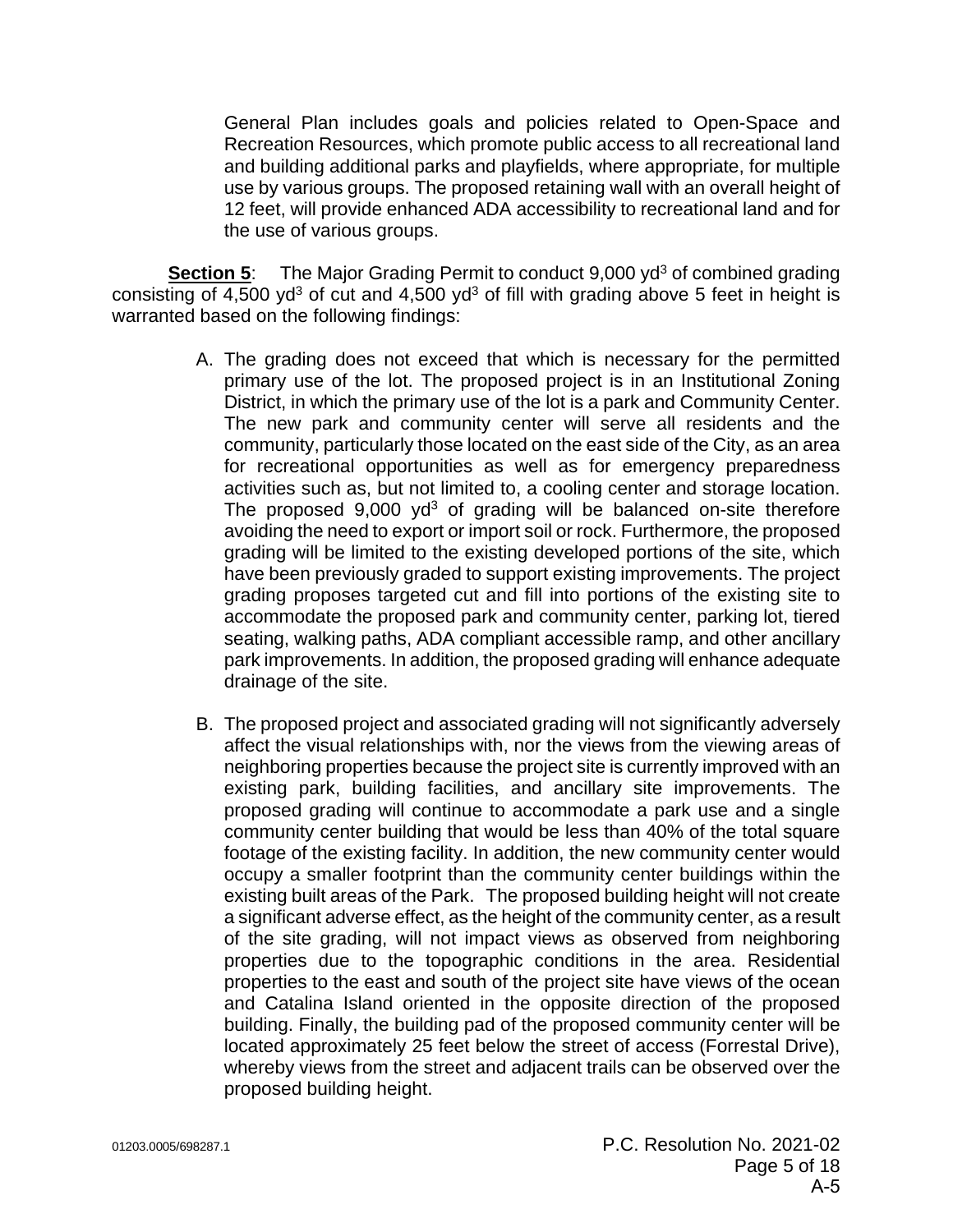General Plan includes goals and policies related to Open-Space and Recreation Resources, which promote public access to all recreational land and building additional parks and playfields, where appropriate, for multiple use by various groups. The proposed retaining wall with an overall height of 12 feet, will provide enhanced ADA accessibility to recreational land and for the use of various groups.

**Section 5**: The Major Grading Permit to conduct 9,000 $yd^3$ of combined grading consisting of 4,500 $yd^3$ of cut and 4,500 $yd^3$ of fill with grading above 5 feet in height is warranted based on the following findings:

A. The grading does not exceed that which is necessary for the permitted primary use of the lot. The proposed project is in an Institutional Zoning District, in which the primary use of the lot is a park and Community Center. The new park and community center will serve all residents and the community, particularly those located on the east side of the City, as an area for recreational opportunities as well as for emergency preparedness activities such as, but not limited to, a cooling center and storage location. The proposed 9,000 $yd^3$ of grading will be balanced on-site therefore avoiding the need to export or import soil or rock. Furthermore, the proposed grading will be limited to the existing developed portions of the site, which have been previously graded to support existing improvements. The project grading proposes targeted cut and fill into portions of the existing site to accommodate the proposed park and community center, parking lot, tiered seating, walking paths, ADA compliant accessible ramp, and other ancillary park improvements. In addition, the proposed grading will enhance adequate drainage of the site.

B. The proposed project and associated grading will not significantly adversely affect the visual relationships with, nor the views from the viewing areas of neighboring properties because the project site is currently improved with an existing park, building facilities, and ancillary site improvements. The proposed grading will continue to accommodate a park use and a single community center building that would be less than 40% of the total square footage of the existing facility. In addition, the new community center would occupy a smaller footprint than the community center buildings within the existing built areas of the Park. The proposed building height will not create a significant adverse effect, as the height of the community center, as a result of the site grading, will not impact views as observed from neighboring properties due to the topographic conditions in the area. Residential properties to the east and south of the project site have views of the ocean and Catalina Island oriented in the opposite direction of the proposed building. Finally, the building pad of the proposed community center will be located approximately 25 feet below the street of access (Forrestal Drive), whereby views from the street and adjacent trails can be observed over the proposed building height.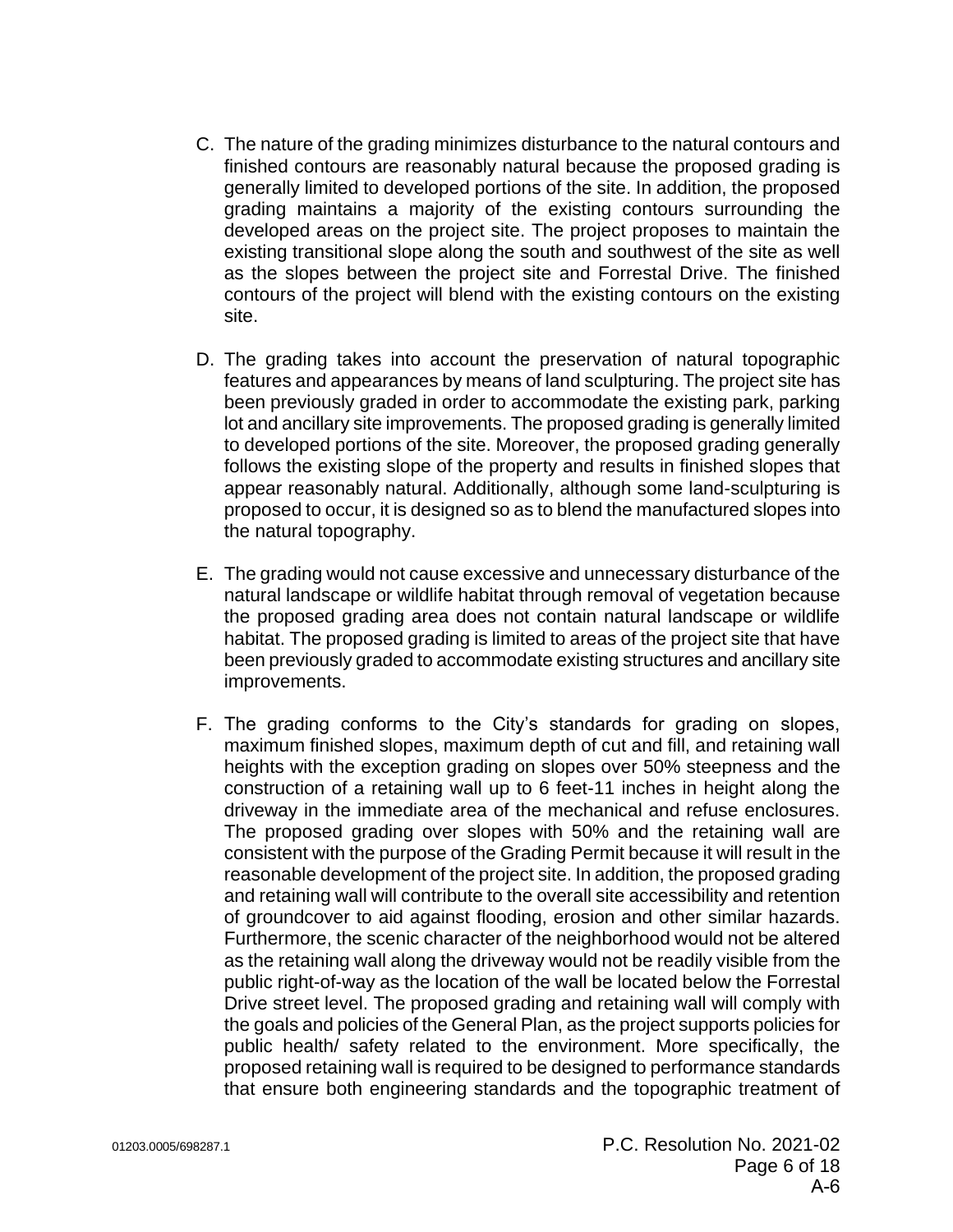C. The nature of the grading minimizes disturbance to the natural contours and finished contours are reasonably natural because the proposed grading is generally limited to developed portions of the site. In addition, the proposed grading maintains a majority of the existing contours surrounding the developed areas on the project site. The project proposes to maintain the existing transitional slope along the south and southwest of the site as well as the slopes between the project site and Forrestal Drive. The finished contours of the project will blend with the existing contours on the existing site.

D. The grading takes into account the preservation of natural topographic features and appearances by means of land sculpturing. The project site has been previously graded in order to accommodate the existing park, parking lot and ancillary site improvements. The proposed grading is generally limited to developed portions of the site. Moreover, the proposed grading generally follows the existing slope of the property and results in finished slopes that appear reasonably natural. Additionally, although some land-sculpturing is proposed to occur, it is designed so as to blend the manufactured slopes into the natural topography.

E. The grading would not cause excessive and unnecessary disturbance of the natural landscape or wildlife habitat through removal of vegetation because the proposed grading area does not contain natural landscape or wildlife habitat. The proposed grading is limited to areas of the project site that have been previously graded to accommodate existing structures and ancillary site improvements.

F. The grading conforms to the City's standards for grading on slopes, maximum finished slopes, maximum depth of cut and fill, and retaining wall heights with the exception grading on slopes over 50% steepness and the construction of a retaining wall up to 6 feet-11 inches in height along the driveway in the immediate area of the mechanical and refuse enclosures. The proposed grading over slopes with 50% and the retaining wall are consistent with the purpose of the Grading Permit because it will result in the reasonable development of the project site. In addition, the proposed grading and retaining wall will contribute to the overall site accessibility and retention of groundcover to aid against flooding, erosion and other similar hazards. Furthermore, the scenic character of the neighborhood would not be altered as the retaining wall along the driveway would not be readily visible from the public right-of-way as the location of the wall be located below the Forrestal Drive street level. The proposed grading and retaining wall will comply with the goals and policies of the General Plan, as the project supports policies for public health/ safety related to the environment. More specifically, the proposed retaining wall is required to be designed to performance standards that ensure both engineering standards and the topographic treatment of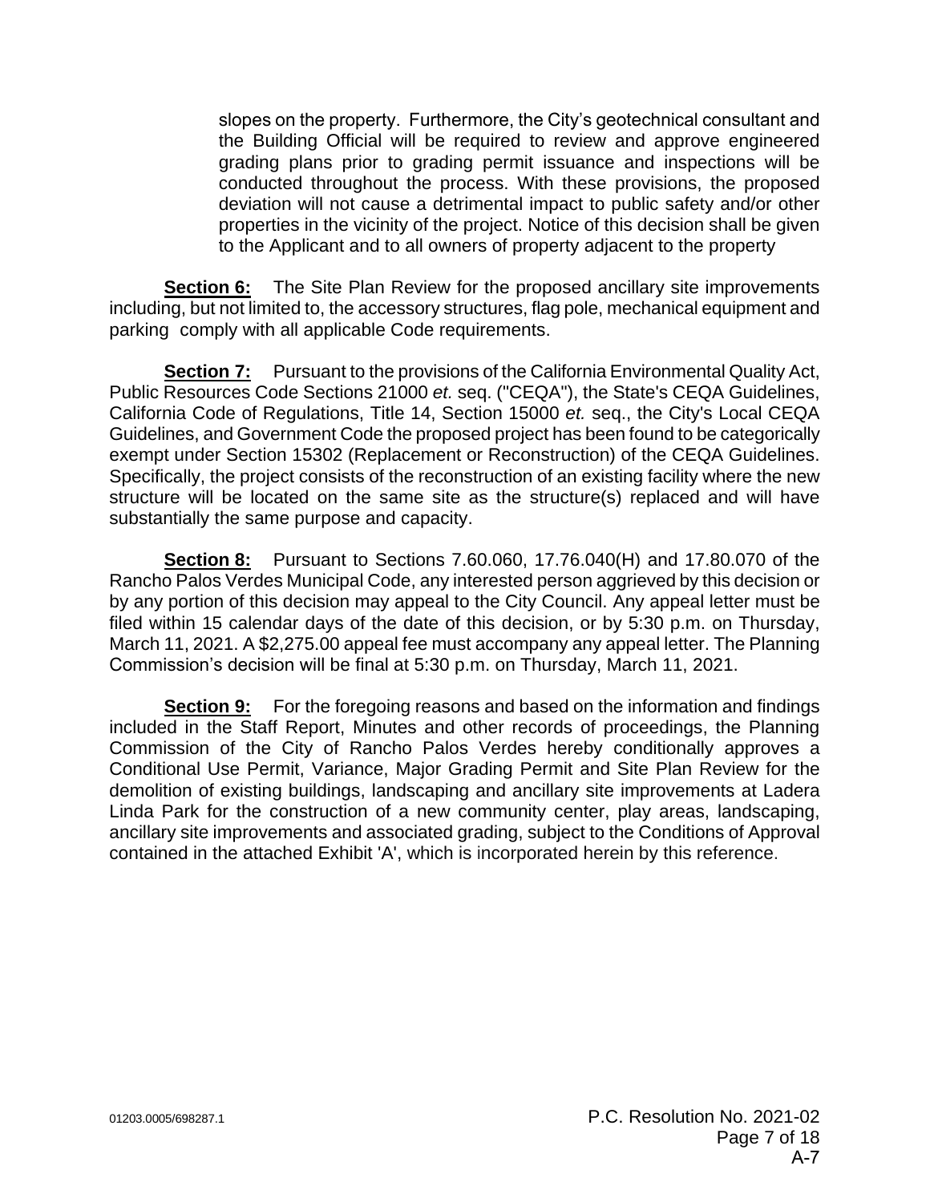slopes on the property. Furthermore, the City's geotechnical consultant and the Building Official will be required to review and approve engineered grading plans prior to grading permit issuance and inspections will be conducted throughout the process. With these provisions, the proposed deviation will not cause a detrimental impact to public safety and/or other properties in the vicinity of the project. Notice of this decision shall be given to the Applicant and to all owners of property adjacent to the property

**Section 6:** The Site Plan Review for the proposed ancillary site improvements including, but not limited to, the accessory structures, flag pole, mechanical equipment and parking comply with all applicable Code requirements.

**Section 7:** Pursuant to the provisions of the California Environmental Quality Act, Public Resources Code Sections 21000 *et.* seq. ("CEQA"), the State's CEQA Guidelines, California Code of Regulations, Title 14, Section 15000 *et.* seq., the City's Local CEQA Guidelines, and Government Code the proposed project has been found to be categorically exempt under Section 15302 (Replacement or Reconstruction) of the CEQA Guidelines. Specifically, the project consists of the reconstruction of an existing facility where the new structure will be located on the same site as the structure(s) replaced and will have substantially the same purpose and capacity.

**Section 8:** Pursuant to Sections 7.60.060, 17.76.040(H) and 17.80.070 of the Rancho Palos Verdes Municipal Code, any interested person aggrieved by this decision or by any portion of this decision may appeal to the City Council. Any appeal letter must be filed within 15 calendar days of the date of this decision, or by 5:30 p.m. on Thursday, March 11, 2021. A $2,275.00 appeal fee must accompany any appeal letter. The Planning Commission's decision will be final at 5:30 p.m. on Thursday, March 11, 2021.

**Section 9:** For the foregoing reasons and based on the information and findings included in the Staff Report, Minutes and other records of proceedings, the Planning Commission of the City of Rancho Palos Verdes hereby conditionally approves a Conditional Use Permit, Variance, Major Grading Permit and Site Plan Review for the demolition of existing buildings, landscaping and ancillary site improvements at Ladera Linda Park for the construction of a new community center, play areas, landscaping, ancillary site improvements and associated grading, subject to the Conditions of Approval contained in the attached Exhibit 'A', which is incorporated herein by this reference.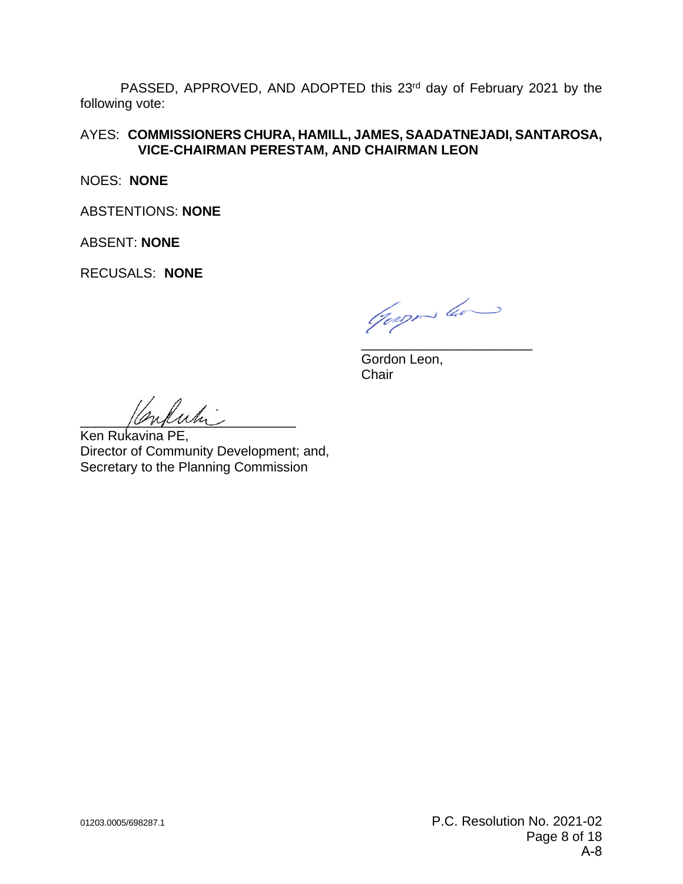PASSED, APPROVED, AND ADOPTED this 23rd day of February 2021 by the following vote:

AYES: **COMMISSIONERS CHURA, HAMILL, JAMES, SAADATNEJADI, SANTAROSA, VICE-CHAIRMAN PERESTAM, AND CHAIRMAN LEON**

NOES: **NONE**

ABSTENTIONS: **NONE**

ABSENT: **NONE**

RECUSALS: **NONE**

_______________________
Gordon Leon,
Chair

_______________________
Ken Rukavina PE,
Director of Community Development; and,
Secretary to the Planning Commission

01203.0005/698287.1

P.C. Resolution No. 2021-02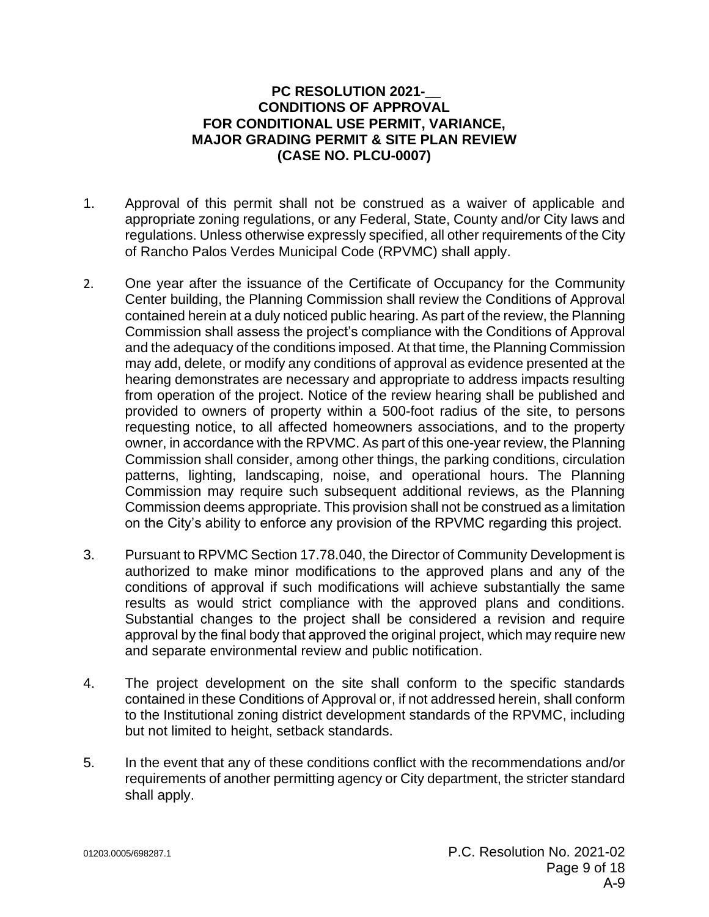**PC RESOLUTION 2021-__**
**CONDITIONS OF APPROVAL**
**FOR CONDITIONAL USE PERMIT, VARIANCE,**
**MAJOR GRADING PERMIT & SITE PLAN REVIEW**
**(CASE NO. PLCU-0007)**

1. Approval of this permit shall not be construed as a waiver of applicable and appropriate zoning regulations, or any Federal, State, County and/or City laws and regulations. Unless otherwise expressly specified, all other requirements of the City of Rancho Palos Verdes Municipal Code (RPVMC) shall apply.

2. One year after the issuance of the Certificate of Occupancy for the Community Center building, the Planning Commission shall review the Conditions of Approval contained herein at a duly noticed public hearing. As part of the review, the Planning Commission shall assess the project's compliance with the Conditions of Approval and the adequacy of the conditions imposed. At that time, the Planning Commission may add, delete, or modify any conditions of approval as evidence presented at the hearing demonstrates are necessary and appropriate to address impacts resulting from operation of the project. Notice of the review hearing shall be published and provided to owners of property within a 500-foot radius of the site, to persons requesting notice, to all affected homeowners associations, and to the property owner, in accordance with the RPVMC. As part of this one-year review, the Planning Commission shall consider, among other things, the parking conditions, circulation patterns, lighting, landscaping, noise, and operational hours. The Planning Commission may require such subsequent additional reviews, as the Planning Commission deems appropriate. This provision shall not be construed as a limitation on the City's ability to enforce any provision of the RPVMC regarding this project.

3. Pursuant to RPVMC Section 17.78.040, the Director of Community Development is authorized to make minor modifications to the approved plans and any of the conditions of approval if such modifications will achieve substantially the same results as would strict compliance with the approved plans and conditions. Substantial changes to the project shall be considered a revision and require approval by the final body that approved the original project, which may require new and separate environmental review and public notification.

4. The project development on the site shall conform to the specific standards contained in these Conditions of Approval or, if not addressed herein, shall conform to the Institutional zoning district development standards of the RPVMC, including but not limited to height, setback standards.

5. In the event that any of these conditions conflict with the recommendations and/or requirements of another permitting agency or City department, the stricter standard shall apply.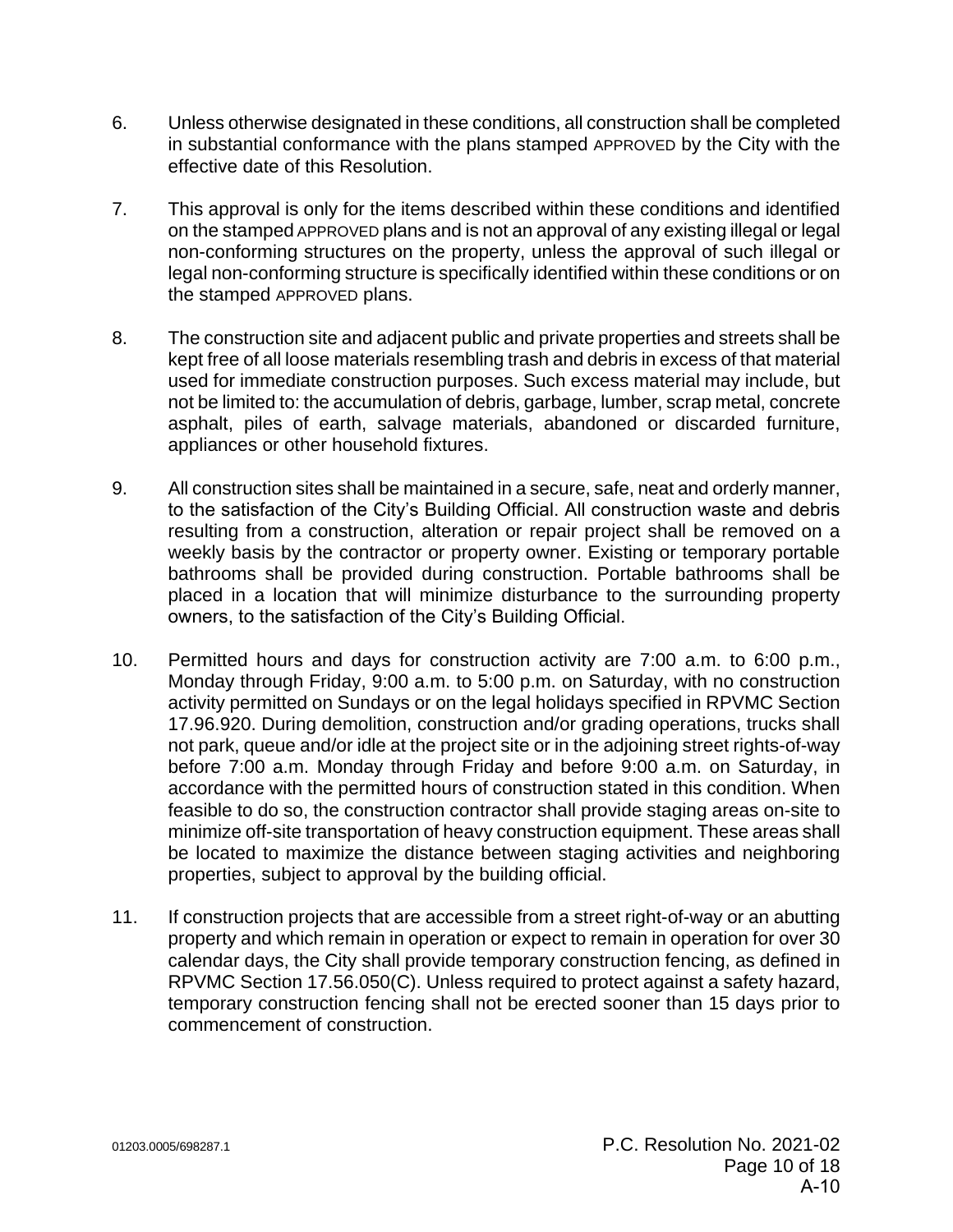6. Unless otherwise designated in these conditions, all construction shall be completed in substantial conformance with the plans stamped APPROVED by the City with the effective date of this Resolution.

7. This approval is only for the items described within these conditions and identified on the stamped APPROVED plans and is not an approval of any existing illegal or legal non-conforming structures on the property, unless the approval of such illegal or legal non-conforming structure is specifically identified within these conditions or on the stamped APPROVED plans.

8. The construction site and adjacent public and private properties and streets shall be kept free of all loose materials resembling trash and debris in excess of that material used for immediate construction purposes. Such excess material may include, but not be limited to: the accumulation of debris, garbage, lumber, scrap metal, concrete asphalt, piles of earth, salvage materials, abandoned or discarded furniture, appliances or other household fixtures.

9. All construction sites shall be maintained in a secure, safe, neat and orderly manner, to the satisfaction of the City's Building Official. All construction waste and debris resulting from a construction, alteration or repair project shall be removed on a weekly basis by the contractor or property owner. Existing or temporary portable bathrooms shall be provided during construction. Portable bathrooms shall be placed in a location that will minimize disturbance to the surrounding property owners, to the satisfaction of the City's Building Official.

10. Permitted hours and days for construction activity are 7:00 a.m. to 6:00 p.m., Monday through Friday, 9:00 a.m. to 5:00 p.m. on Saturday, with no construction activity permitted on Sundays or on the legal holidays specified in RPVMC Section 17.96.920. During demolition, construction and/or grading operations, trucks shall not park, queue and/or idle at the project site or in the adjoining street rights-of-way before 7:00 a.m. Monday through Friday and before 9:00 a.m. on Saturday, in accordance with the permitted hours of construction stated in this condition. When feasible to do so, the construction contractor shall provide staging areas on-site to minimize off-site transportation of heavy construction equipment. These areas shall be located to maximize the distance between staging activities and neighboring properties, subject to approval by the building official.

11. If construction projects that are accessible from a street right-of-way or an abutting property and which remain in operation or expect to remain in operation for over 30 calendar days, the City shall provide temporary construction fencing, as defined in RPVMC Section 17.56.050(C). Unless required to protect against a safety hazard, temporary construction fencing shall not be erected sooner than 15 days prior to commencement of construction.

01203.0005/698287.1

P.C. Resolution No. 2021-02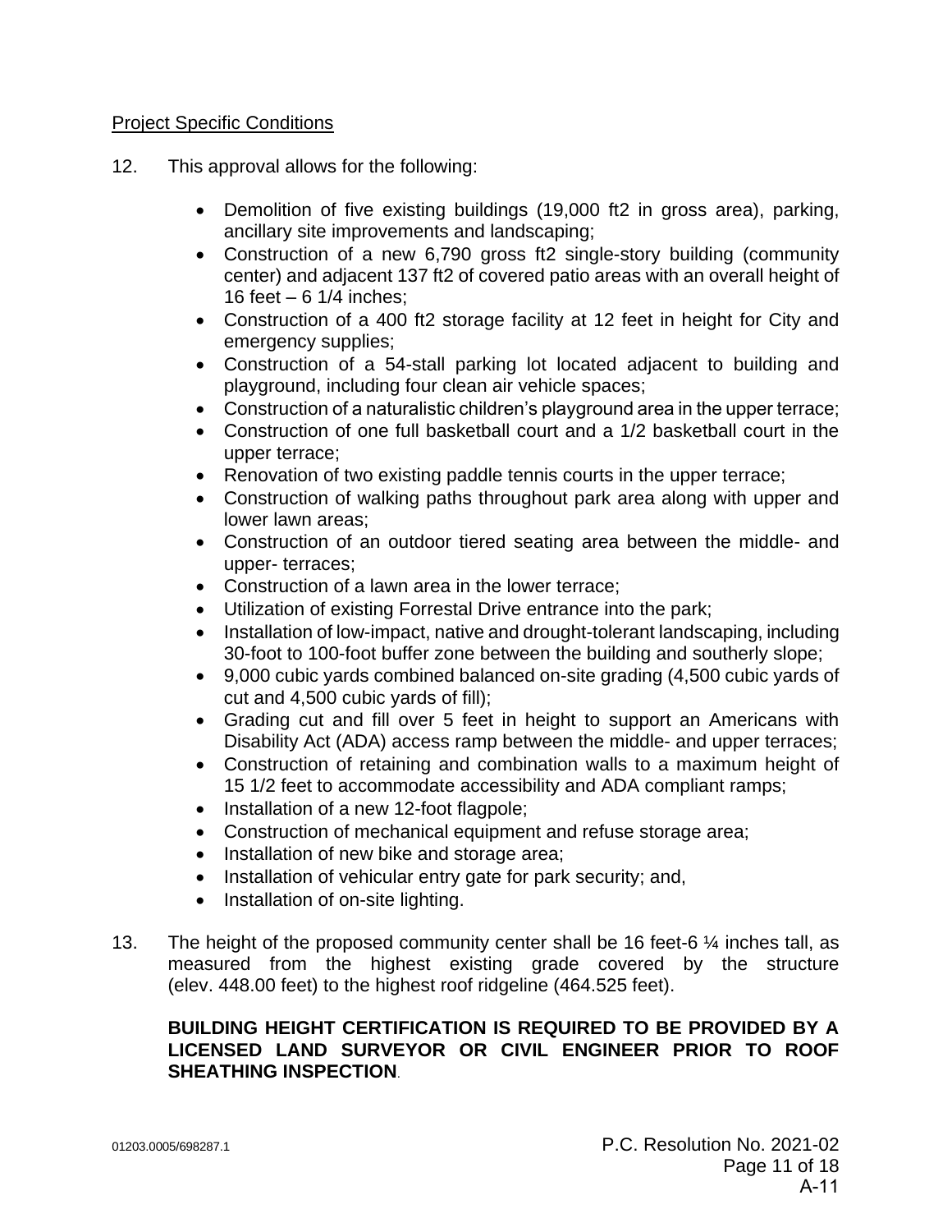<u>Project Specific Conditions</u>

12. This approval allows for the following:

    - Demolition of five existing buildings (19,000 ft2 in gross area), parking, ancillary site improvements and landscaping;
    - Construction of a new 6,790 gross ft2 single-story building (community center) and adjacent 137 ft2 of covered patio areas with an overall height of 16 feet – 6 1/4 inches;
    - Construction of a 400 ft2 storage facility at 12 feet in height for City and emergency supplies;
    - Construction of a 54-stall parking lot located adjacent to building and playground, including four clean air vehicle spaces;
    - Construction of a naturalistic children's playground area in the upper terrace;
    - Construction of one full basketball court and a 1/2 basketball court in the upper terrace;
    - Renovation of two existing paddle tennis courts in the upper terrace;
    - Construction of walking paths throughout park area along with upper and lower lawn areas;
    - Construction of an outdoor tiered seating area between the middle- and upper- terraces;
    - Construction of a lawn area in the lower terrace;
    - Utilization of existing Forrestal Drive entrance into the park;
    - Installation of low-impact, native and drought-tolerant landscaping, including 30-foot to 100-foot buffer zone between the building and southerly slope;
    - 9,000 cubic yards combined balanced on-site grading (4,500 cubic yards of cut and 4,500 cubic yards of fill);
    - Grading cut and fill over 5 feet in height to support an Americans with Disability Act (ADA) access ramp between the middle- and upper terraces;
    - Construction of retaining and combination walls to a maximum height of 15 1/2 feet to accommodate accessibility and ADA compliant ramps;
    - Installation of a new 12-foot flagpole;
    - Construction of mechanical equipment and refuse storage area;
    - Installation of new bike and storage area;
    - Installation of vehicular entry gate for park security; and,
    - Installation of on-site lighting.

13. The height of the proposed community center shall be 16 feet-6 ¼ inches tall, as measured from the highest existing grade covered by the structure (elev. 448.00 feet) to the highest roof ridgeline (464.525 feet).

    **BUILDING HEIGHT CERTIFICATION IS REQUIRED TO BE PROVIDED BY A LICENSED LAND SURVEYOR OR CIVIL ENGINEER PRIOR TO ROOF SHEATHING INSPECTION**.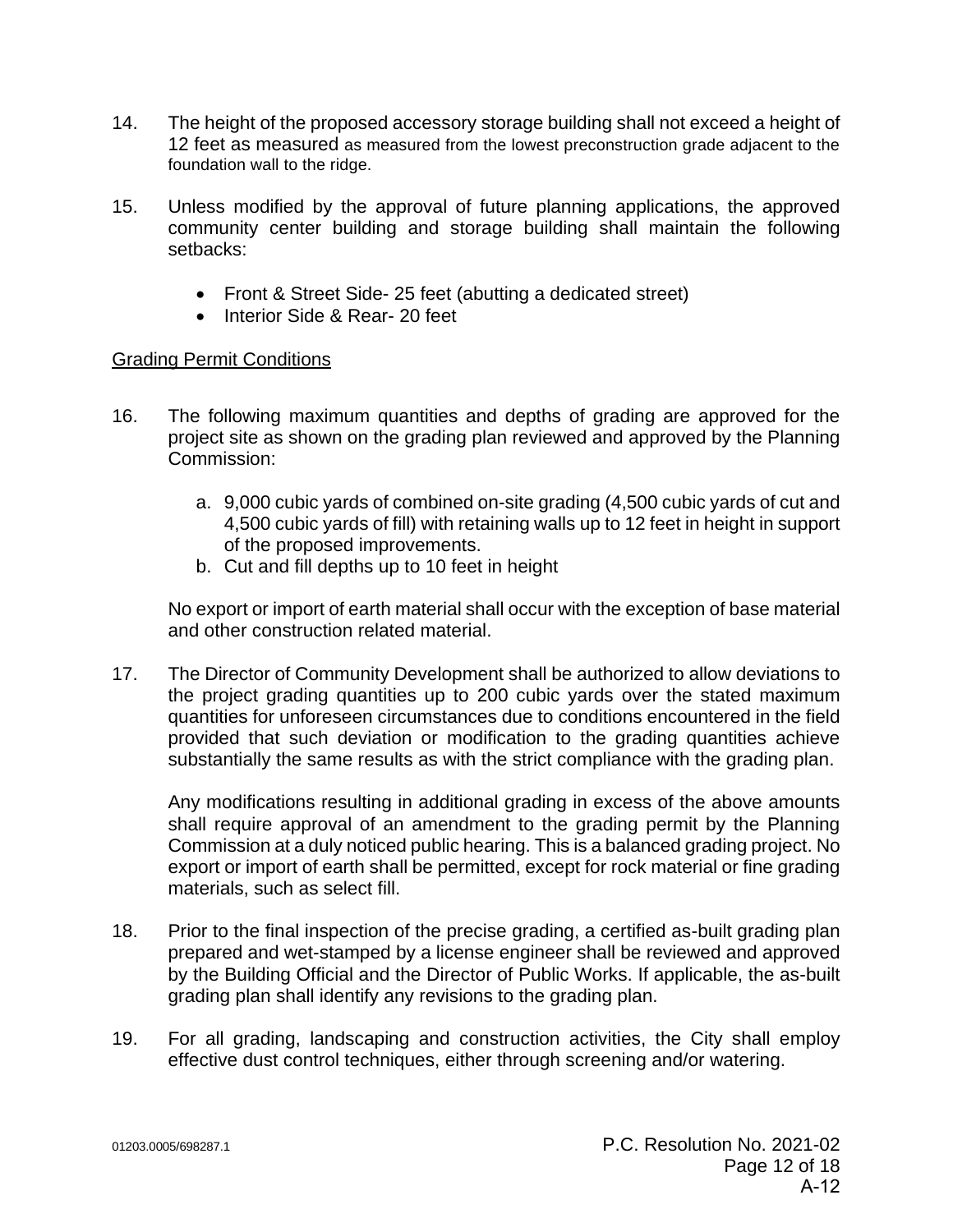14. The height of the proposed accessory storage building shall not exceed a height of 12 feet as measured as measured from the lowest preconstruction grade adjacent to the foundation wall to the ridge.

15. Unless modified by the approval of future planning applications, the approved community center building and storage building shall maintain the following setbacks:

    - Front & Street Side- 25 feet (abutting a dedicated street)
    - Interior Side & Rear- 20 feet

<u>Grading Permit Conditions</u>

16. The following maximum quantities and depths of grading are approved for the project site as shown on the grading plan reviewed and approved by the Planning Commission:

    a. 9,000 cubic yards of combined on-site grading (4,500 cubic yards of cut and 4,500 cubic yards of fill) with retaining walls up to 12 feet in height in support of the proposed improvements.
    b. Cut and fill depths up to 10 feet in height

    No export or import of earth material shall occur with the exception of base material and other construction related material.

17. The Director of Community Development shall be authorized to allow deviations to the project grading quantities up to 200 cubic yards over the stated maximum quantities for unforeseen circumstances due to conditions encountered in the field provided that such deviation or modification to the grading quantities achieve substantially the same results as with the strict compliance with the grading plan.

    Any modifications resulting in additional grading in excess of the above amounts shall require approval of an amendment to the grading permit by the Planning Commission at a duly noticed public hearing. This is a balanced grading project. No export or import of earth shall be permitted, except for rock material or fine grading materials, such as select fill.

18. Prior to the final inspection of the precise grading, a certified as-built grading plan prepared and wet-stamped by a license engineer shall be reviewed and approved by the Building Official and the Director of Public Works. If applicable, the as-built grading plan shall identify any revisions to the grading plan.

19. For all grading, landscaping and construction activities, the City shall employ effective dust control techniques, either through screening and/or watering.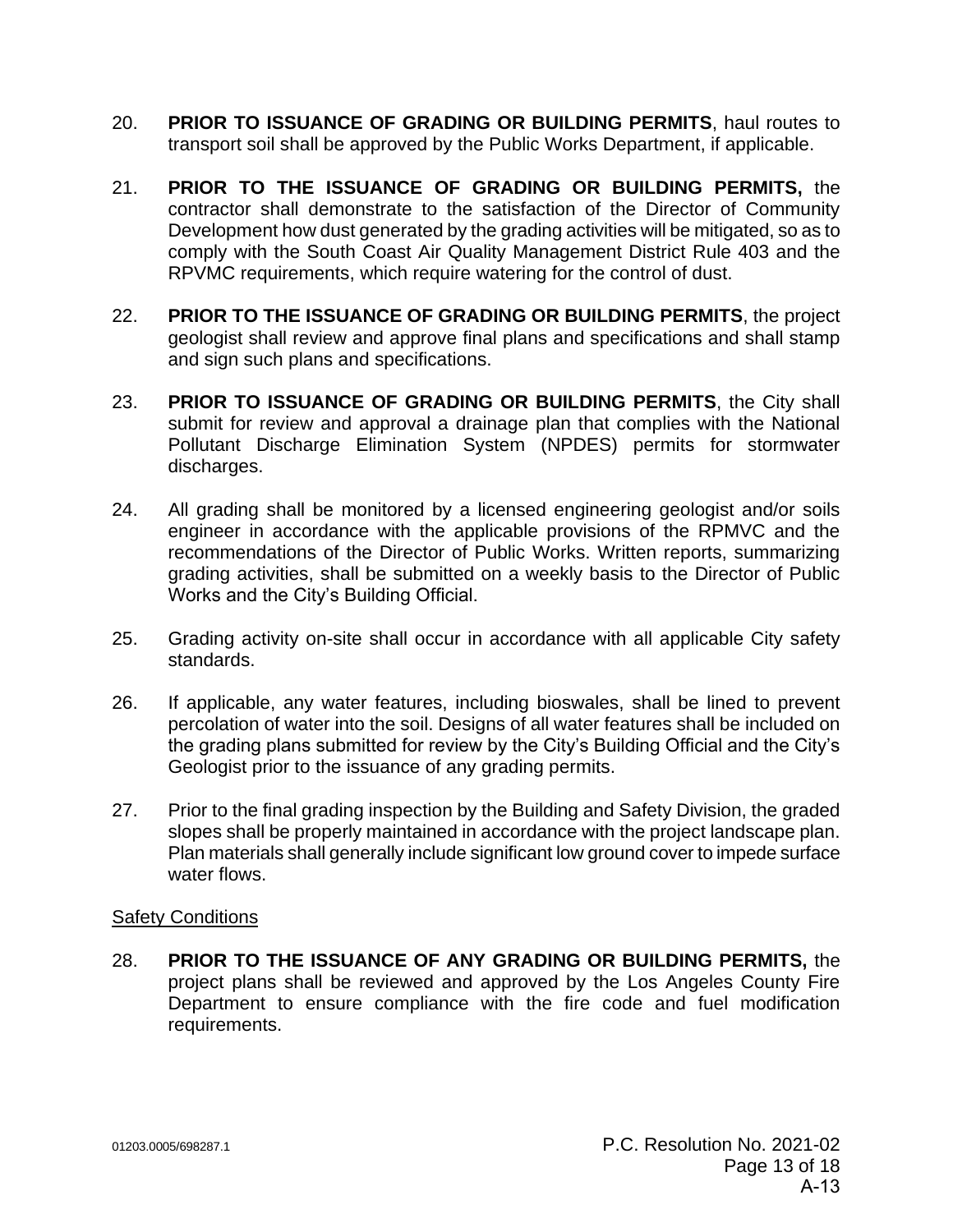20. **PRIOR TO ISSUANCE OF GRADING OR BUILDING PERMITS**, haul routes to transport soil shall be approved by the Public Works Department, if applicable.

21. **PRIOR TO THE ISSUANCE OF GRADING OR BUILDING PERMITS,** the contractor shall demonstrate to the satisfaction of the Director of Community Development how dust generated by the grading activities will be mitigated, so as to comply with the South Coast Air Quality Management District Rule 403 and the RPVMC requirements, which require watering for the control of dust.

22. **PRIOR TO THE ISSUANCE OF GRADING OR BUILDING PERMITS**, the project geologist shall review and approve final plans and specifications and shall stamp and sign such plans and specifications.

23. **PRIOR TO ISSUANCE OF GRADING OR BUILDING PERMITS**, the City shall submit for review and approval a drainage plan that complies with the National Pollutant Discharge Elimination System (NPDES) permits for stormwater discharges.

24. All grading shall be monitored by a licensed engineering geologist and/or soils engineer in accordance with the applicable provisions of the RPMVC and the recommendations of the Director of Public Works. Written reports, summarizing grading activities, shall be submitted on a weekly basis to the Director of Public Works and the City's Building Official.

25. Grading activity on-site shall occur in accordance with all applicable City safety standards.

26. If applicable, any water features, including bioswales, shall be lined to prevent percolation of water into the soil. Designs of all water features shall be included on the grading plans submitted for review by the City's Building Official and the City's Geologist prior to the issuance of any grading permits.

27. Prior to the final grading inspection by the Building and Safety Division, the graded slopes shall be properly maintained in accordance with the project landscape plan. Plan materials shall generally include significant low ground cover to impede surface water flows.

Safety Conditions

28. **PRIOR TO THE ISSUANCE OF ANY GRADING OR BUILDING PERMITS,** the project plans shall be reviewed and approved by the Los Angeles County Fire Department to ensure compliance with the fire code and fuel modification requirements.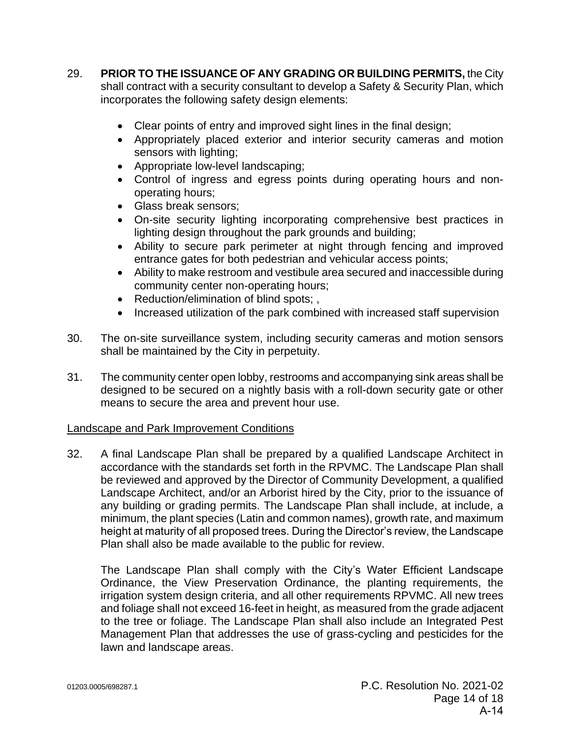29. **PRIOR TO THE ISSUANCE OF ANY GRADING OR BUILDING PERMITS,** the City shall contract with a security consultant to develop a Safety & Security Plan, which incorporates the following safety design elements:

    - Clear points of entry and improved sight lines in the final design;
    - Appropriately placed exterior and interior security cameras and motion sensors with lighting;
    - Appropriate low-level landscaping;
    - Control of ingress and egress points during operating hours and non-operating hours;
    - Glass break sensors;
    - On-site security lighting incorporating comprehensive best practices in lighting design throughout the park grounds and building;
    - Ability to secure park perimeter at night through fencing and improved entrance gates for both pedestrian and vehicular access points;
    - Ability to make restroom and vestibule area secured and inaccessible during community center non-operating hours;
    - Reduction/elimination of blind spots; ,
    - Increased utilization of the park combined with increased staff supervision

30. The on-site surveillance system, including security cameras and motion sensors shall be maintained by the City in perpetuity.

31. The community center open lobby, restrooms and accompanying sink areas shall be designed to be secured on a nightly basis with a roll-down security gate or other means to secure the area and prevent hour use.

<u>Landscape and Park Improvement Conditions</u>

32. A final Landscape Plan shall be prepared by a qualified Landscape Architect in accordance with the standards set forth in the RPVMC. The Landscape Plan shall be reviewed and approved by the Director of Community Development, a qualified Landscape Architect, and/or an Arborist hired by the City, prior to the issuance of any building or grading permits. The Landscape Plan shall include, at include, a minimum, the plant species (Latin and common names), growth rate, and maximum height at maturity of all proposed trees. During the Director's review, the Landscape Plan shall also be made available to the public for review.

    The Landscape Plan shall comply with the City's Water Efficient Landscape Ordinance, the View Preservation Ordinance, the planting requirements, the irrigation system design criteria, and all other requirements RPVMC. All new trees and foliage shall not exceed 16-feet in height, as measured from the grade adjacent to the tree or foliage. The Landscape Plan shall also include an Integrated Pest Management Plan that addresses the use of grass-cycling and pesticides for the lawn and landscape areas.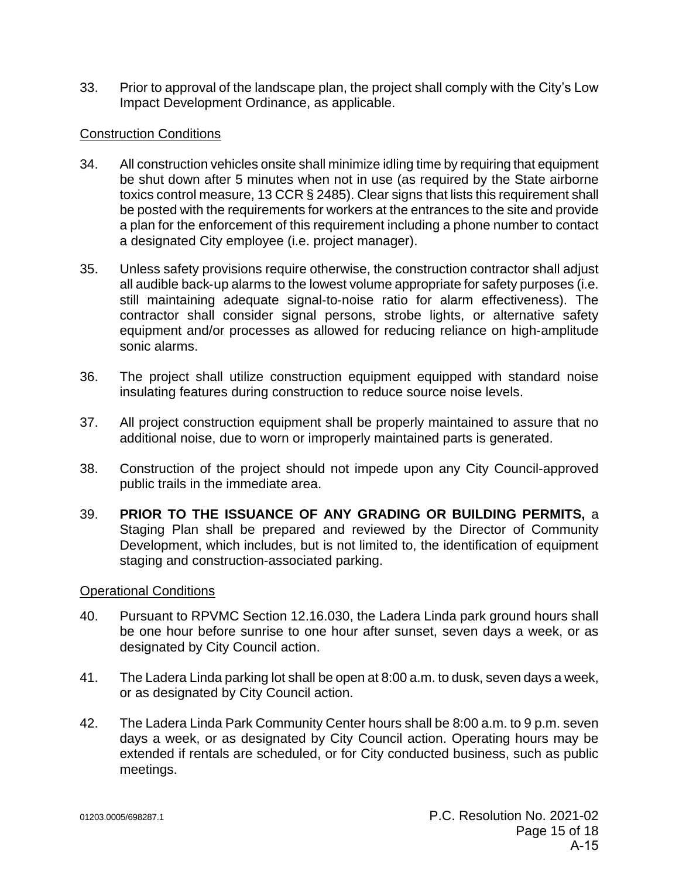33. Prior to approval of the landscape plan, the project shall comply with the City's Low Impact Development Ordinance, as applicable.

Construction Conditions

34. All construction vehicles onsite shall minimize idling time by requiring that equipment be shut down after 5 minutes when not in use (as required by the State airborne toxics control measure, 13 CCR § 2485). Clear signs that lists this requirement shall be posted with the requirements for workers at the entrances to the site and provide a plan for the enforcement of this requirement including a phone number to contact a designated City employee (i.e. project manager).

35. Unless safety provisions require otherwise, the construction contractor shall adjust all audible back-up alarms to the lowest volume appropriate for safety purposes (i.e. still maintaining adequate signal-to-noise ratio for alarm effectiveness). The contractor shall consider signal persons, strobe lights, or alternative safety equipment and/or processes as allowed for reducing reliance on high-amplitude sonic alarms.

36. The project shall utilize construction equipment equipped with standard noise insulating features during construction to reduce source noise levels.

37. All project construction equipment shall be properly maintained to assure that no additional noise, due to worn or improperly maintained parts is generated.

38. Construction of the project should not impede upon any City Council-approved public trails in the immediate area.

39. **PRIOR TO THE ISSUANCE OF ANY GRADING OR BUILDING PERMITS,** a Staging Plan shall be prepared and reviewed by the Director of Community Development, which includes, but is not limited to, the identification of equipment staging and construction-associated parking.

Operational Conditions

40. Pursuant to RPVMC Section 12.16.030, the Ladera Linda park ground hours shall be one hour before sunrise to one hour after sunset, seven days a week, or as designated by City Council action.

41. The Ladera Linda parking lot shall be open at 8:00 a.m. to dusk, seven days a week, or as designated by City Council action.

42. The Ladera Linda Park Community Center hours shall be 8:00 a.m. to 9 p.m. seven days a week, or as designated by City Council action. Operating hours may be extended if rentals are scheduled, or for City conducted business, such as public meetings.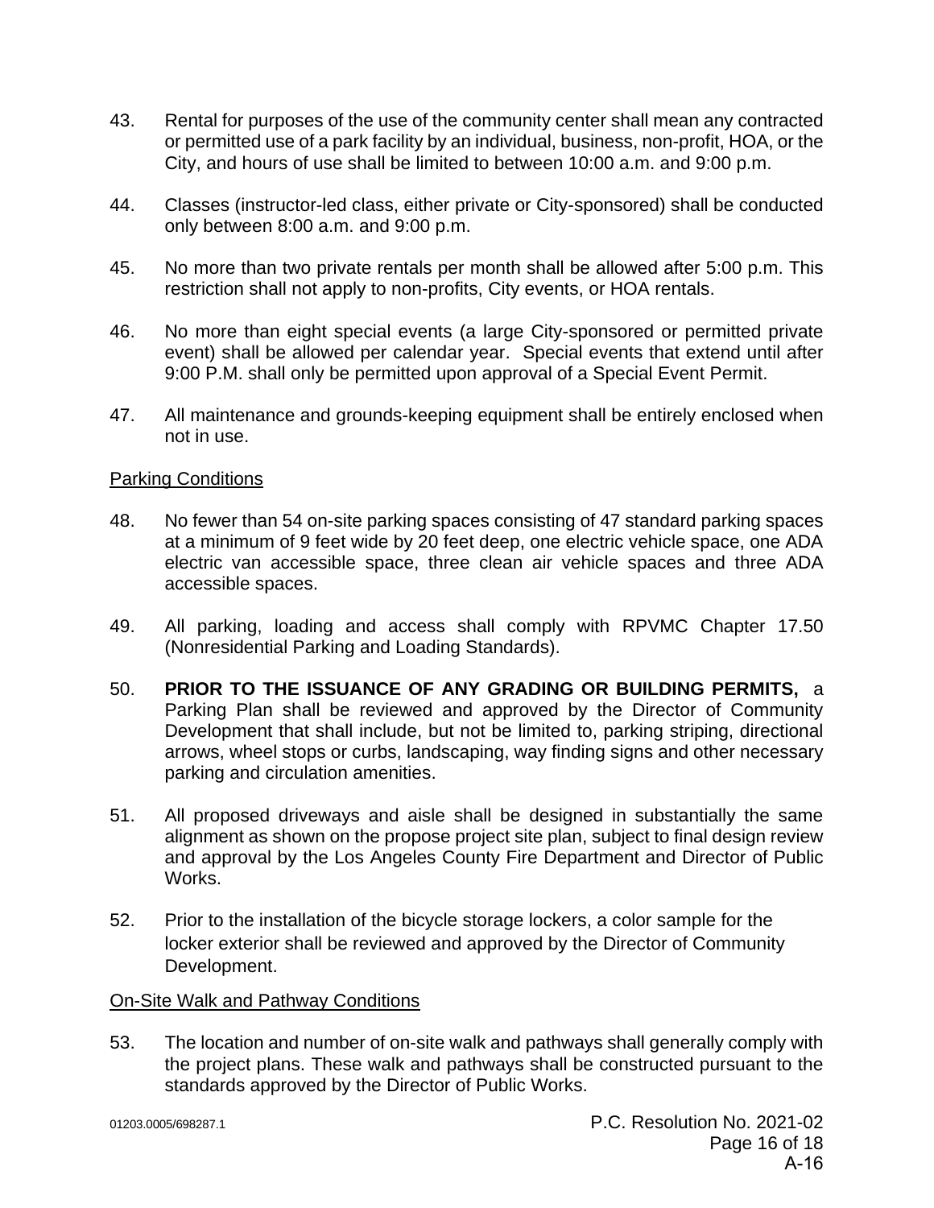43. Rental for purposes of the use of the community center shall mean any contracted or permitted use of a park facility by an individual, business, non-profit, HOA, or the City, and hours of use shall be limited to between 10:00 a.m. and 9:00 p.m.

44. Classes (instructor-led class, either private or City-sponsored) shall be conducted only between 8:00 a.m. and 9:00 p.m.

45. No more than two private rentals per month shall be allowed after 5:00 p.m. This restriction shall not apply to non-profits, City events, or HOA rentals.

46. No more than eight special events (a large City-sponsored or permitted private event) shall be allowed per calendar year. Special events that extend until after 9:00 P.M. shall only be permitted upon approval of a Special Event Permit.

47. All maintenance and grounds-keeping equipment shall be entirely enclosed when not in use.

Parking Conditions

48. No fewer than 54 on-site parking spaces consisting of 47 standard parking spaces at a minimum of 9 feet wide by 20 feet deep, one electric vehicle space, one ADA electric van accessible space, three clean air vehicle spaces and three ADA accessible spaces.

49. All parking, loading and access shall comply with RPVMC Chapter 17.50 (Nonresidential Parking and Loading Standards).

50. **PRIOR TO THE ISSUANCE OF ANY GRADING OR BUILDING PERMITS,** a Parking Plan shall be reviewed and approved by the Director of Community Development that shall include, but not be limited to, parking striping, directional arrows, wheel stops or curbs, landscaping, way finding signs and other necessary parking and circulation amenities.

51. All proposed driveways and aisle shall be designed in substantially the same alignment as shown on the propose project site plan, subject to final design review and approval by the Los Angeles County Fire Department and Director of Public Works.

52. Prior to the installation of the bicycle storage lockers, a color sample for the locker exterior shall be reviewed and approved by the Director of Community Development.

On-Site Walk and Pathway Conditions

53. The location and number of on-site walk and pathways shall generally comply with the project plans. These walk and pathways shall be constructed pursuant to the standards approved by the Director of Public Works.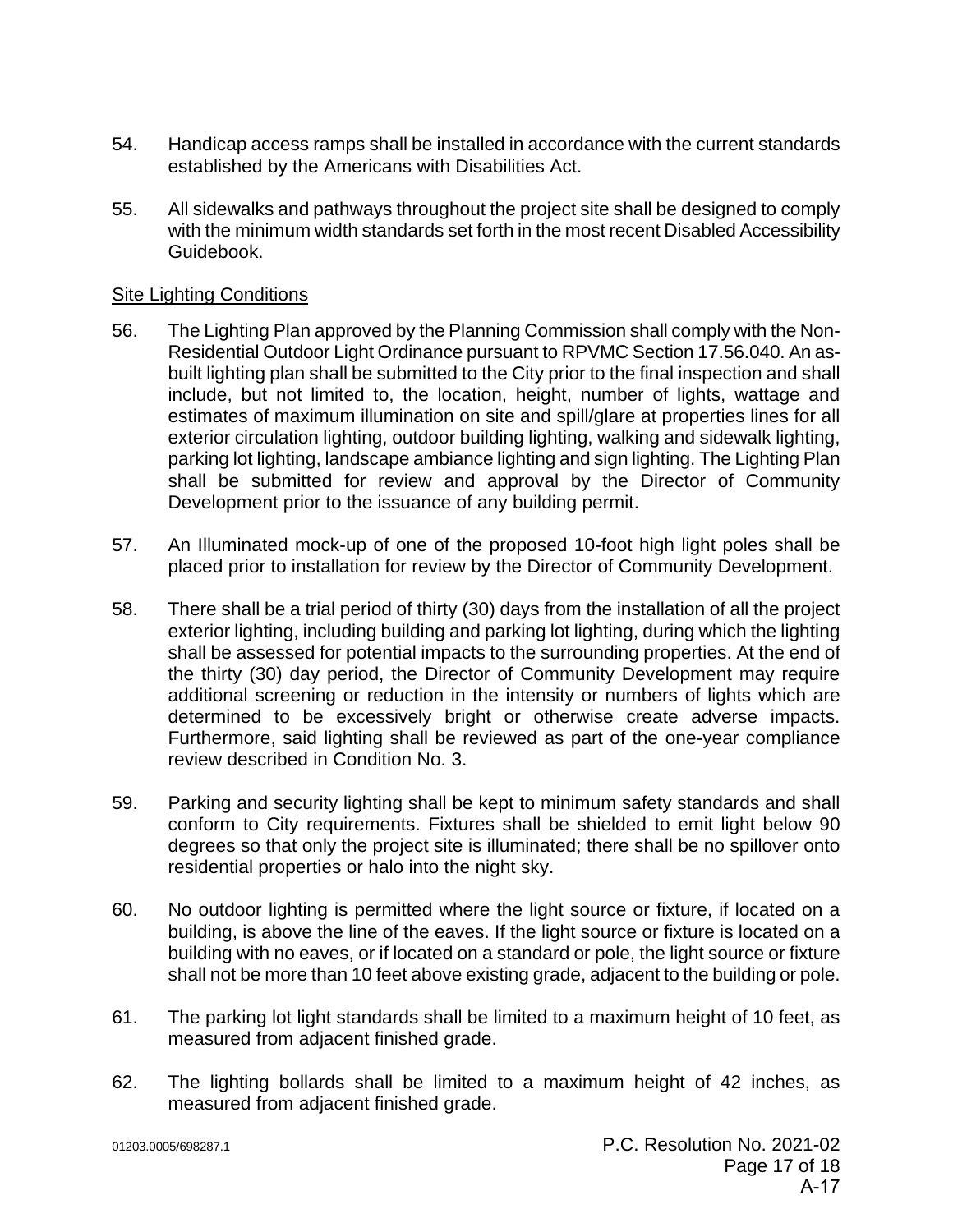54. Handicap access ramps shall be installed in accordance with the current standards established by the Americans with Disabilities Act.

55. All sidewalks and pathways throughout the project site shall be designed to comply with the minimum width standards set forth in the most recent Disabled Accessibility Guidebook.

<u>Site Lighting Conditions</u>

56. The Lighting Plan approved by the Planning Commission shall comply with the Non-Residential Outdoor Light Ordinance pursuant to RPVMC Section 17.56.040. An as-built lighting plan shall be submitted to the City prior to the final inspection and shall include, but not limited to, the location, height, number of lights, wattage and estimates of maximum illumination on site and spill/glare at properties lines for all exterior circulation lighting, outdoor building lighting, walking and sidewalk lighting, parking lot lighting, landscape ambiance lighting and sign lighting. The Lighting Plan shall be submitted for review and approval by the Director of Community Development prior to the issuance of any building permit.

57. An Illuminated mock-up of one of the proposed 10-foot high light poles shall be placed prior to installation for review by the Director of Community Development.

58. There shall be a trial period of thirty (30) days from the installation of all the project exterior lighting, including building and parking lot lighting, during which the lighting shall be assessed for potential impacts to the surrounding properties. At the end of the thirty (30) day period, the Director of Community Development may require additional screening or reduction in the intensity or numbers of lights which are determined to be excessively bright or otherwise create adverse impacts. Furthermore, said lighting shall be reviewed as part of the one-year compliance review described in Condition No. 3.

59. Parking and security lighting shall be kept to minimum safety standards and shall conform to City requirements. Fixtures shall be shielded to emit light below 90 degrees so that only the project site is illuminated; there shall be no spillover onto residential properties or halo into the night sky.

60. No outdoor lighting is permitted where the light source or fixture, if located on a building, is above the line of the eaves. If the light source or fixture is located on a building with no eaves, or if located on a standard or pole, the light source or fixture shall not be more than 10 feet above existing grade, adjacent to the building or pole.

61. The parking lot light standards shall be limited to a maximum height of 10 feet, as measured from adjacent finished grade.

62. The lighting bollards shall be limited to a maximum height of 42 inches, as measured from adjacent finished grade.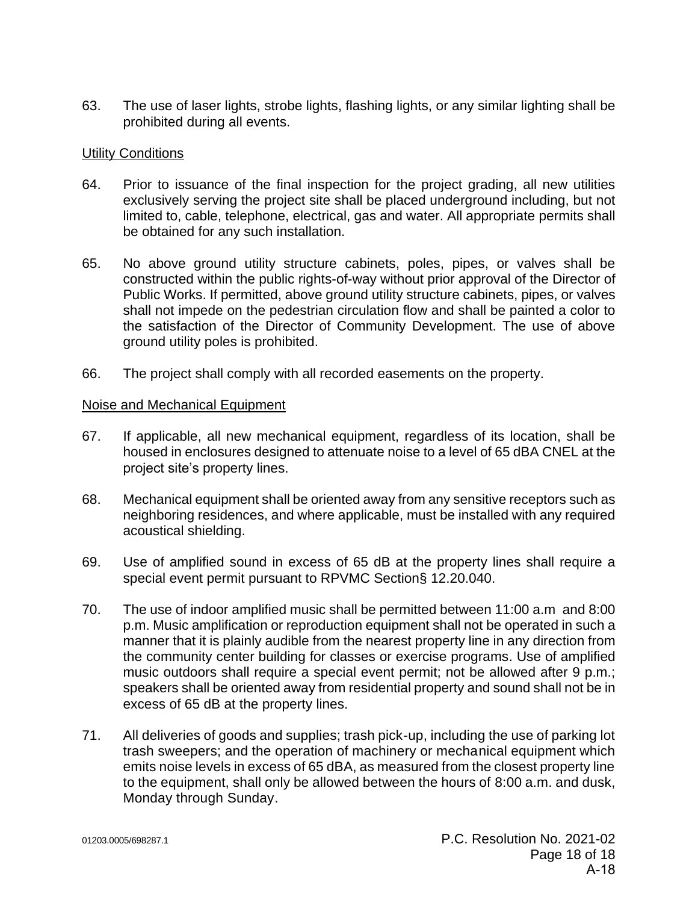63. The use of laser lights, strobe lights, flashing lights, or any similar lighting shall be prohibited during all events.

Utility Conditions

64. Prior to issuance of the final inspection for the project grading, all new utilities exclusively serving the project site shall be placed underground including, but not limited to, cable, telephone, electrical, gas and water. All appropriate permits shall be obtained for any such installation.

65. No above ground utility structure cabinets, poles, pipes, or valves shall be constructed within the public rights-of-way without prior approval of the Director of Public Works. If permitted, above ground utility structure cabinets, pipes, or valves shall not impede on the pedestrian circulation flow and shall be painted a color to the satisfaction of the Director of Community Development. The use of above ground utility poles is prohibited.

66. The project shall comply with all recorded easements on the property.

Noise and Mechanical Equipment

67. If applicable, all new mechanical equipment, regardless of its location, shall be housed in enclosures designed to attenuate noise to a level of 65 dBA CNEL at the project site's property lines.

68. Mechanical equipment shall be oriented away from any sensitive receptors such as neighboring residences, and where applicable, must be installed with any required acoustical shielding.

69. Use of amplified sound in excess of 65 dB at the property lines shall require a special event permit pursuant to RPVMC Section§ 12.20.040.

70. The use of indoor amplified music shall be permitted between 11:00 a.m and 8:00 p.m. Music amplification or reproduction equipment shall not be operated in such a manner that it is plainly audible from the nearest property line in any direction from the community center building for classes or exercise programs. Use of amplified music outdoors shall require a special event permit; not be allowed after 9 p.m.; speakers shall be oriented away from residential property and sound shall not be in excess of 65 dB at the property lines.

71. All deliveries of goods and supplies; trash pick-up, including the use of parking lot trash sweepers; and the operation of machinery or mechanical equipment which emits noise levels in excess of 65 dBA, as measured from the closest property line to the equipment, shall only be allowed between the hours of 8:00 a.m. and dusk, Monday through Sunday.